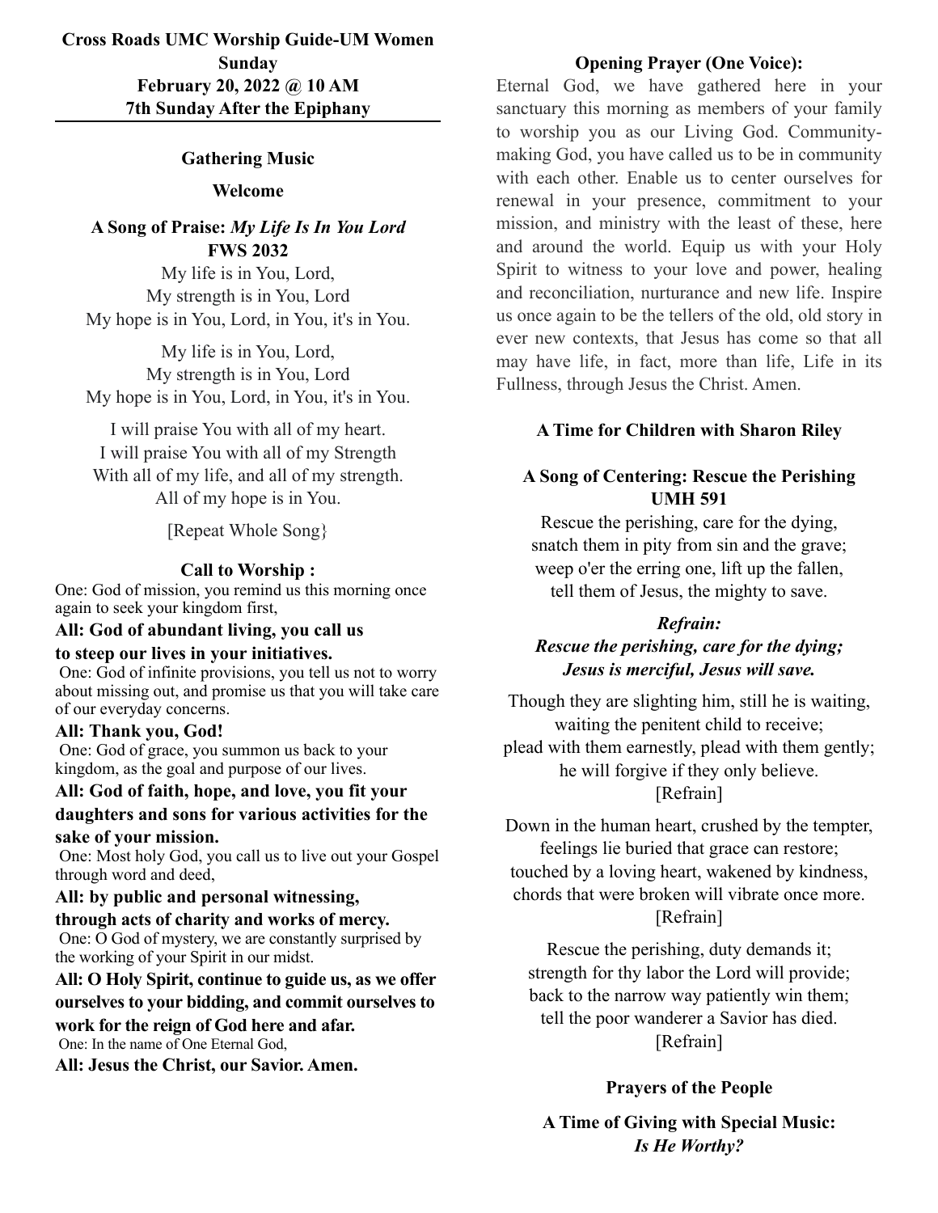**Cross Roads UMC Worship Guide-UM Women Sunday**
**February 20, 2022 @ 10 AM**
**7th Sunday After the Epiphany**

---

### Gathering Music

### Welcome

### A Song of Praise: *My Life Is In You Lord* FWS 2032

My life is in You, Lord,
My strength is in You, Lord
My hope is in You, Lord, in You, it's in You.

My life is in You, Lord,
My strength is in You, Lord
My hope is in You, Lord, in You, it's in You.

I will praise You with all of my heart.
I will praise You with all of my Strength
With all of my life, and all of my strength.
All of my hope is in You.

[Repeat Whole Song}

### Call to Worship :

One: God of mission, you remind us this morning once again to seek your kingdom first,

**All: God of abundant living, you call us to steep our lives in your initiatives.**

One: God of infinite provisions, you tell us not to worry about missing out, and promise us that you will take care of our everyday concerns.

**All: Thank you, God!**

One: God of grace, you summon us back to your kingdom, as the goal and purpose of our lives.

**All: God of faith, hope, and love, you fit your daughters and sons for various activities for the sake of your mission.**

One: Most holy God, you call us to live out your Gospel through word and deed,

**All: by public and personal witnessing, through acts of charity and works of mercy.**

One: O God of mystery, we are constantly surprised by the working of your Spirit in our midst.

**All: O Holy Spirit, continue to guide us, as we offer ourselves to your bidding, and commit ourselves to work for the reign of God here and afar.**

One: In the name of One Eternal God,

**All: Jesus the Christ, our Savior. Amen.**

### Opening Prayer (One Voice):

Eternal God, we have gathered here in your sanctuary this morning as members of your family to worship you as our Living God. Community-making God, you have called us to be in community with each other. Enable us to center ourselves for renewal in your presence, commitment to your mission, and ministry with the least of these, here and around the world. Equip us with your Holy Spirit to witness to your love and power, healing and reconciliation, nurturance and new life. Inspire us once again to be the tellers of the old, old story in ever new contexts, that Jesus has come so that all may have life, in fact, more than life, Life in its Fullness, through Jesus the Christ. Amen.

### A Time for Children with Sharon Riley

### A Song of Centering: Rescue the Perishing UMH 591

Rescue the perishing, care for the dying,
snatch them in pity from sin and the grave;
weep o'er the erring one, lift up the fallen,
tell them of Jesus, the mighty to save.

***Refrain:***
***Rescue the perishing, care for the dying;***
***Jesus is merciful, Jesus will save.***

Though they are slighting him, still he is waiting,
waiting the penitent child to receive;
plead with them earnestly, plead with them gently;
he will forgive if they only believe.
[Refrain]

Down in the human heart, crushed by the tempter,
feelings lie buried that grace can restore;
touched by a loving heart, wakened by kindness,
chords that were broken will vibrate once more.
[Refrain]

Rescue the perishing, duty demands it;
strength for thy labor the Lord will provide;
back to the narrow way patiently win them;
tell the poor wanderer a Savior has died.
[Refrain]

### Prayers of the People

### A Time of Giving with Special Music: *Is He Worthy?*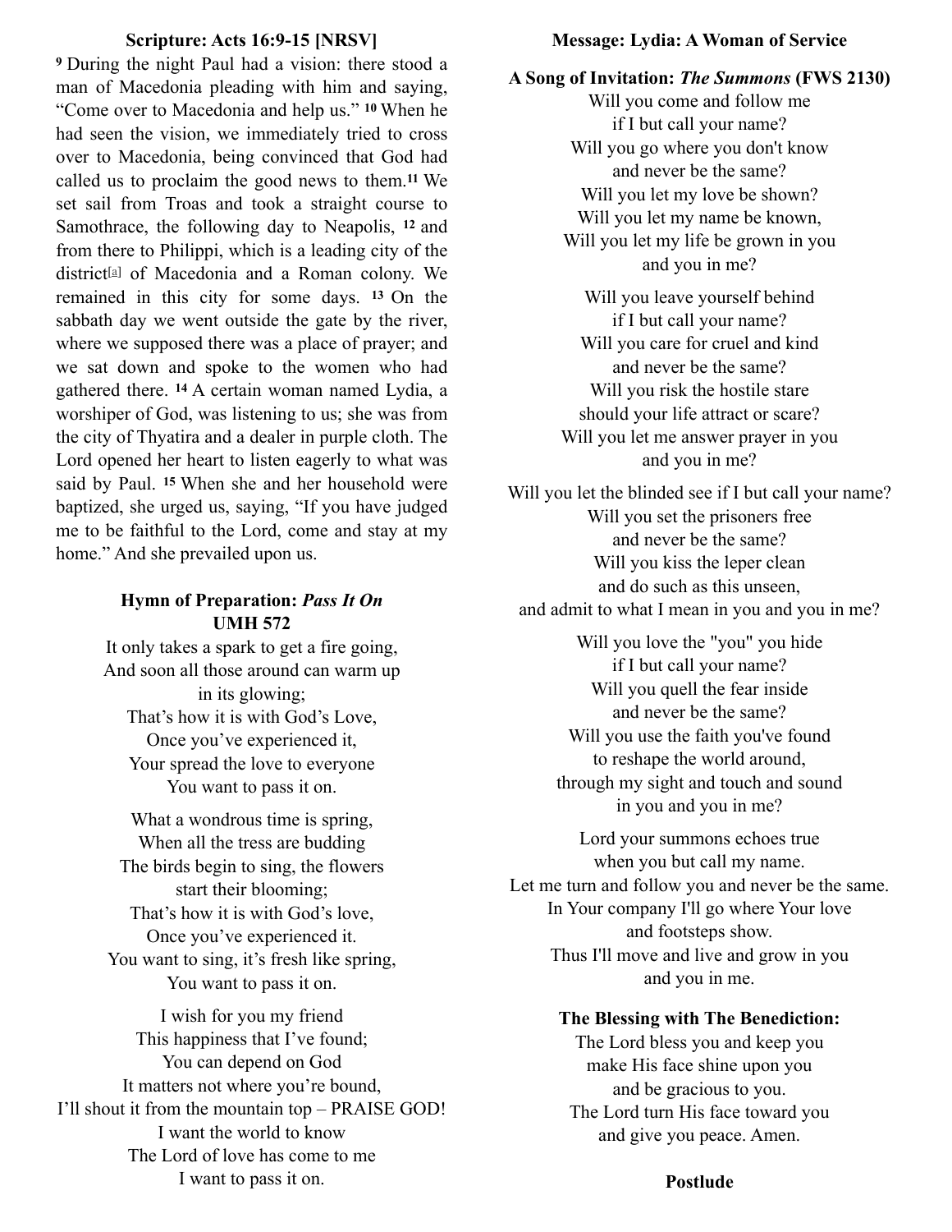**Scripture: Acts 16:9-15 [NRSV]**

[9] During the night Paul had a vision: there stood a man of Macedonia pleading with him and saying, "Come over to Macedonia and help us." [10] When he had seen the vision, we immediately tried to cross over to Macedonia, being convinced that God had called us to proclaim the good news to them.[11] We set sail from Troas and took a straight course to Samothrace, the following day to Neapolis, [12] and from there to Philippi, which is a leading city of the district[a] of Macedonia and a Roman colony. We remained in this city for some days. [13] On the sabbath day we went outside the gate by the river, where we supposed there was a place of prayer; and we sat down and spoke to the women who had gathered there. [14] A certain woman named Lydia, a worshiper of God, was listening to us; she was from the city of Thyatira and a dealer in purple cloth. The Lord opened her heart to listen eagerly to what was said by Paul. [15] When she and her household were baptized, she urged us, saying, "If you have judged me to be faithful to the Lord, come and stay at my home." And she prevailed upon us.

**Hymn of Preparation: *Pass It On* UMH 572**

It only takes a spark to get a fire going,
And soon all those around can warm up
in its glowing;
That's how it is with God's Love,
Once you've experienced it,
Your spread the love to everyone
You want to pass it on.

What a wondrous time is spring,
When all the tress are budding
The birds begin to sing, the flowers
start their blooming;
That's how it is with God's love,
Once you've experienced it.
You want to sing, it's fresh like spring,
You want to pass it on.

I wish for you my friend
This happiness that I've found;
You can depend on God
It matters not where you're bound,
I'll shout it from the mountain top – PRAISE GOD!
I want the world to know
The Lord of love has come to me
I want to pass it on.

**Message: Lydia: A Woman of Service**

**A Song of Invitation: *The Summons* (FWS 2130)**

Will you come and follow me
if I but call your name?
Will you go where you don't know
and never be the same?
Will you let my love be shown?
Will you let my name be known,
Will you let my life be grown in you
and you in me?

Will you leave yourself behind
if I but call your name?
Will you care for cruel and kind
and never be the same?
Will you risk the hostile stare
should your life attract or scare?
Will you let me answer prayer in you
and you in me?

Will you let the blinded see if I but call your name?
Will you set the prisoners free
and never be the same?
Will you kiss the leper clean
and do such as this unseen,
and admit to what I mean in you and you in me?

Will you love the "you" you hide
if I but call your name?
Will you quell the fear inside
and never be the same?
Will you use the faith you've found
to reshape the world around,
through my sight and touch and sound
in you and you in me?

Lord your summons echoes true
when you but call my name.
Let me turn and follow you and never be the same.
In Your company I'll go where Your love
and footsteps show.
Thus I'll move and live and grow in you
and you in me.

**The Blessing with The Benediction:**

The Lord bless you and keep you
make His face shine upon you
and be gracious to you.
The Lord turn His face toward you
and give you peace. Amen.

**Postlude**